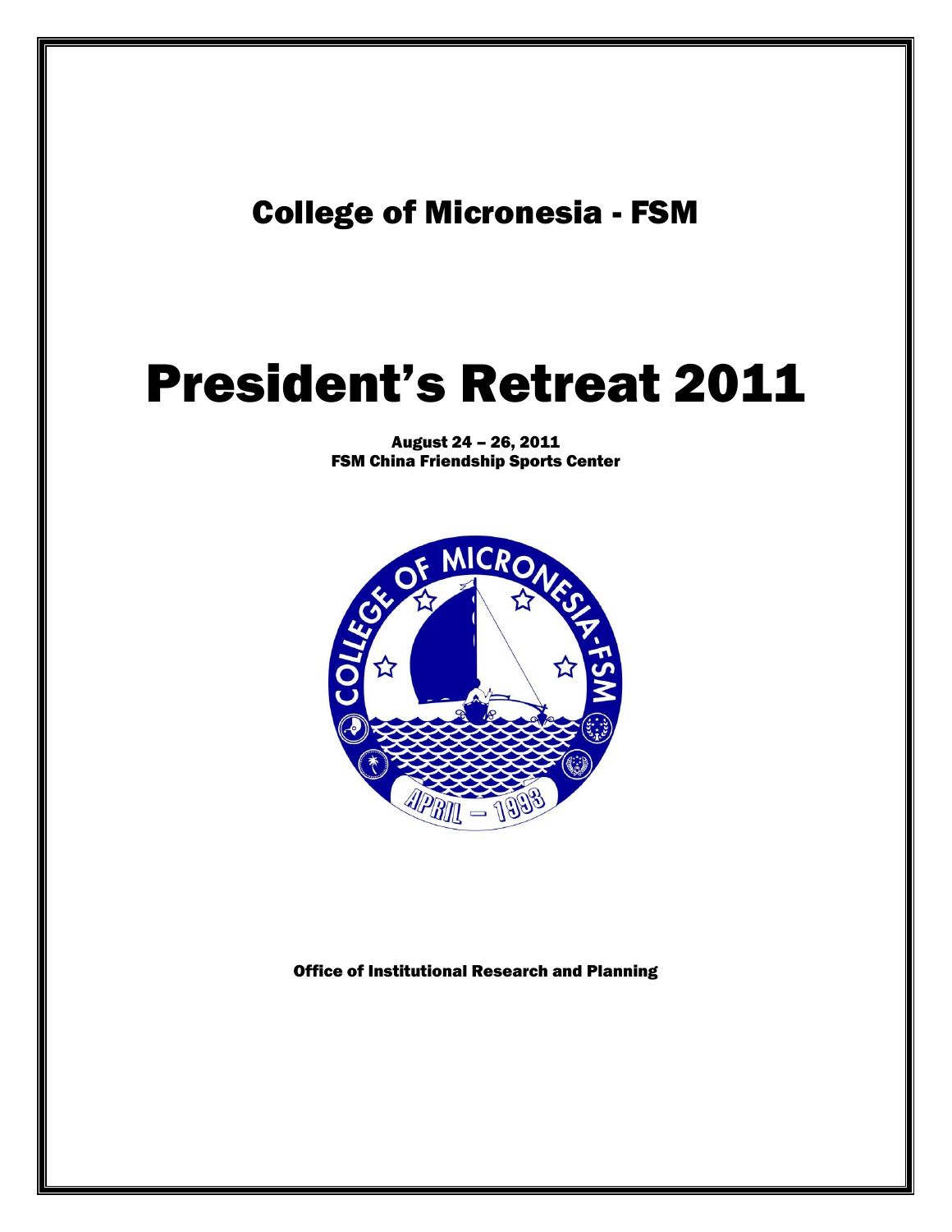## College of Micronesia - FSM

# President's Retreat 2011

**August 24 – 26, 2011**
**FSM China Friendship Sports Center**

**Office of Institutional Research and Planning**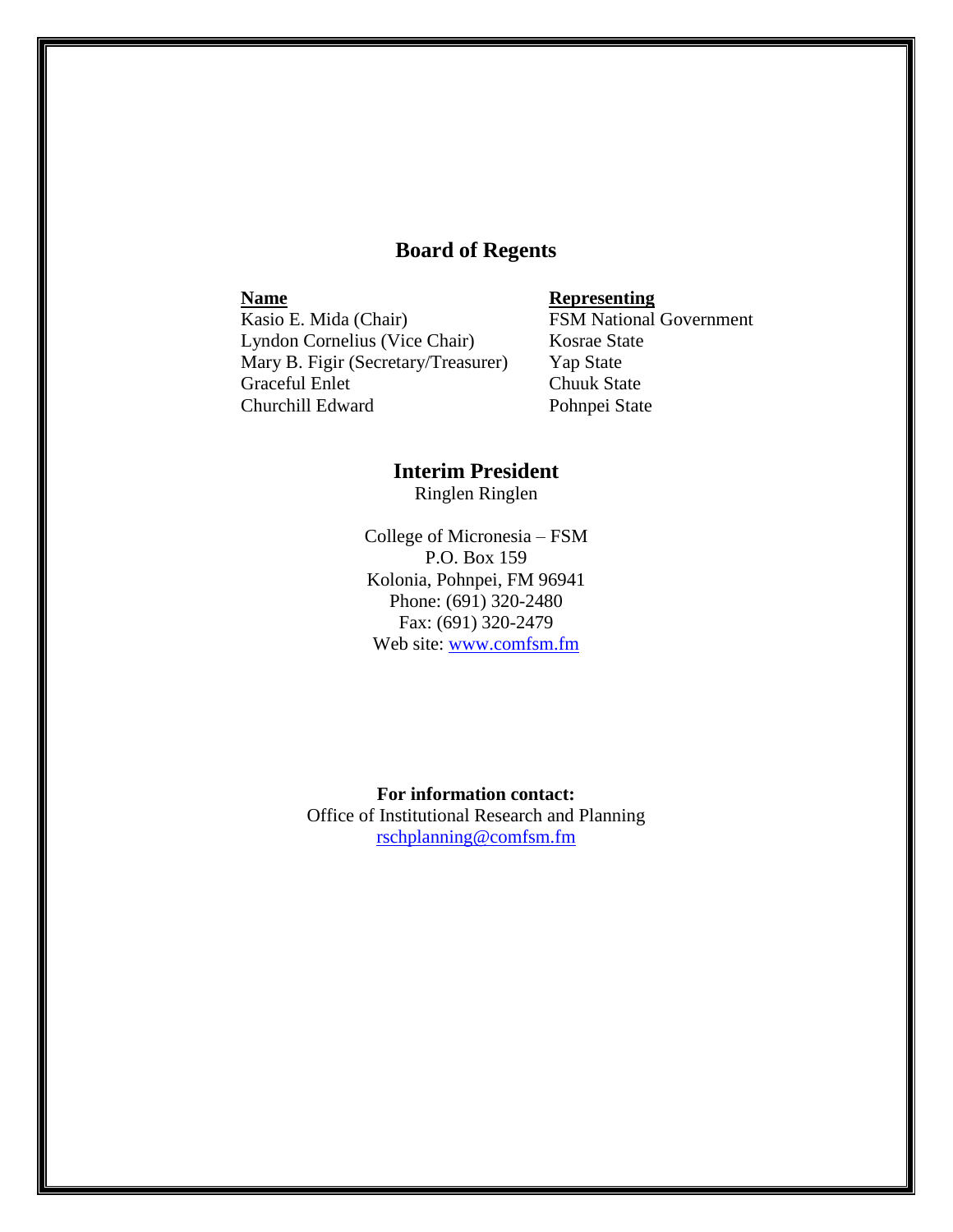## Board of Regents

| Name | Representing |
|---|---|
| Kasio E. Mida (Chair) | FSM National Government |
| Lyndon Cornelius (Vice Chair) | Kosrae State |
| Mary B. Figir (Secretary/Treasurer) | Yap State |
| Graceful Enlet | Chuuk State |
| Churchill Edward | Pohnpei State |

## Interim President

Ringlen Ringlen

College of Micronesia – FSM
P.O. Box 159
Kolonia, Pohnpei, FM 96941
Phone: (691) 320-2480
Fax: (691) 320-2479
Web site: www.comfsm.fm

**For information contact:**
Office of Institutional Research and Planning
rschplanning@comfsm.fm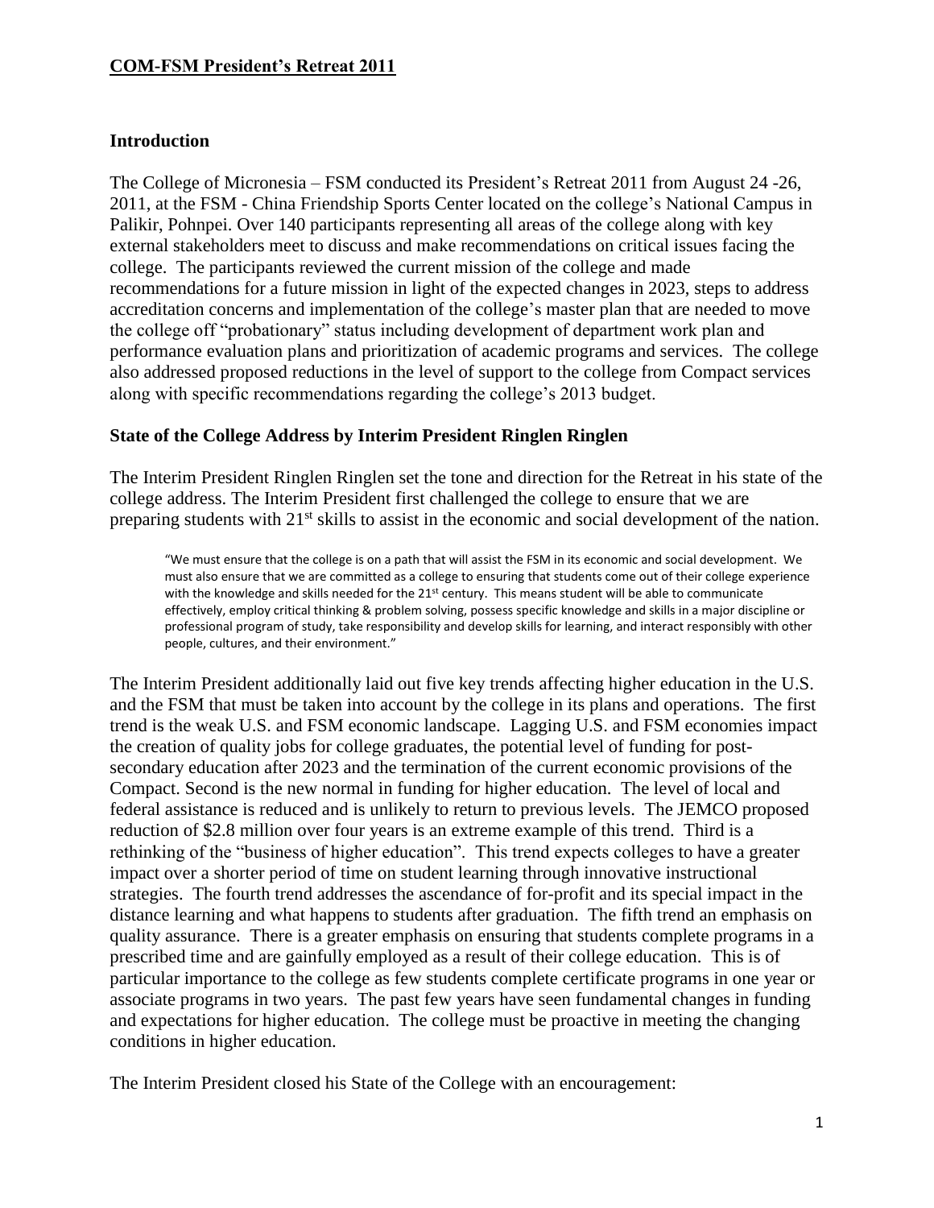## COM-FSM President's Retreat 2011

### Introduction

The College of Micronesia – FSM conducted its President's Retreat 2011 from August 24 -26, 2011, at the FSM - China Friendship Sports Center located on the college's National Campus in Palikir, Pohnpei. Over 140 participants representing all areas of the college along with key external stakeholders meet to discuss and make recommendations on critical issues facing the college. The participants reviewed the current mission of the college and made recommendations for a future mission in light of the expected changes in 2023, steps to address accreditation concerns and implementation of the college's master plan that are needed to move the college off "probationary" status including development of department work plan and performance evaluation plans and prioritization of academic programs and services. The college also addressed proposed reductions in the level of support to the college from Compact services along with specific recommendations regarding the college's 2013 budget.

### State of the College Address by Interim President Ringlen Ringlen

The Interim President Ringlen Ringlen set the tone and direction for the Retreat in his state of the college address. The Interim President first challenged the college to ensure that we are preparing students with 21st skills to assist in the economic and social development of the nation.

> "We must ensure that the college is on a path that will assist the FSM in its economic and social development. We must also ensure that we are committed as a college to ensuring that students come out of their college experience with the knowledge and skills needed for the 21st century. This means student will be able to communicate effectively, employ critical thinking & problem solving, possess specific knowledge and skills in a major discipline or professional program of study, take responsibility and develop skills for learning, and interact responsibly with other people, cultures, and their environment."

The Interim President additionally laid out five key trends affecting higher education in the U.S. and the FSM that must be taken into account by the college in its plans and operations. The first trend is the weak U.S. and FSM economic landscape. Lagging U.S. and FSM economies impact the creation of quality jobs for college graduates, the potential level of funding for post-secondary education after 2023 and the termination of the current economic provisions of the Compact. Second is the new normal in funding for higher education. The level of local and federal assistance is reduced and is unlikely to return to previous levels. The JEMCO proposed reduction of $2.8 million over four years is an extreme example of this trend. Third is a rethinking of the "business of higher education". This trend expects colleges to have a greater impact over a shorter period of time on student learning through innovative instructional strategies. The fourth trend addresses the ascendance of for-profit and its special impact in the distance learning and what happens to students after graduation. The fifth trend an emphasis on quality assurance. There is a greater emphasis on ensuring that students complete programs in a prescribed time and are gainfully employed as a result of their college education. This is of particular importance to the college as few students complete certificate programs in one year or associate programs in two years. The past few years have seen fundamental changes in funding and expectations for higher education. The college must be proactive in meeting the changing conditions in higher education.

The Interim President closed his State of the College with an encouragement: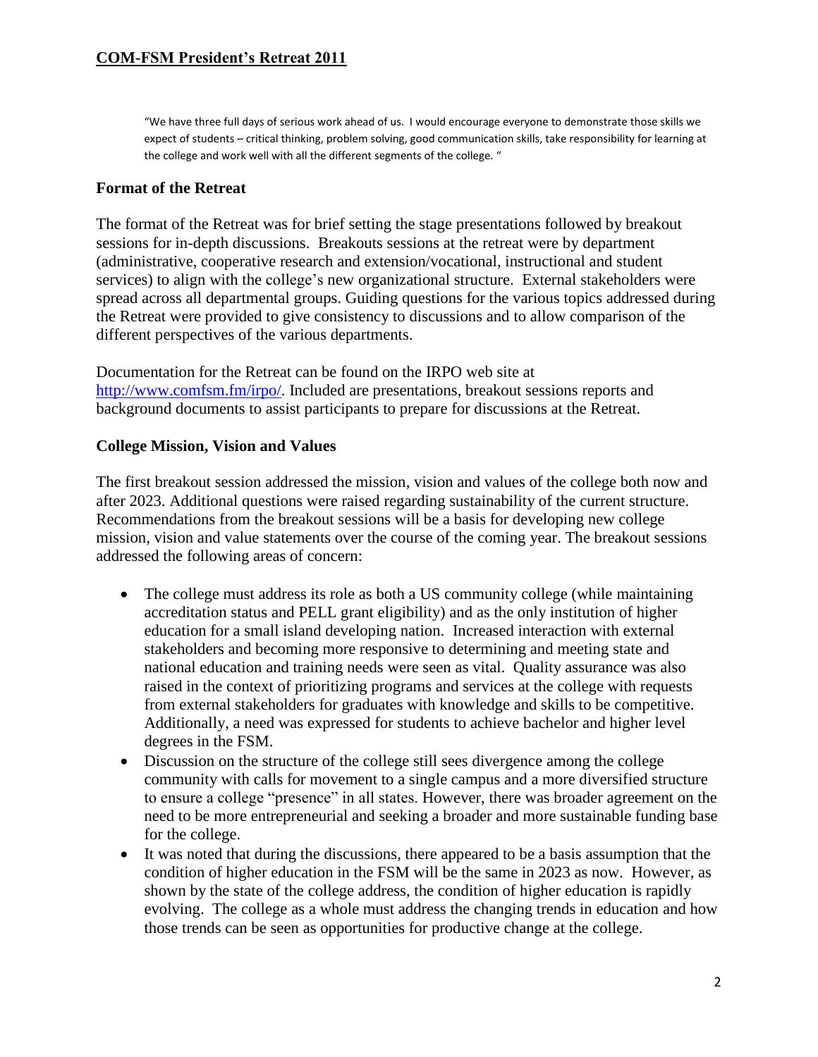> "We have three full days of serious work ahead of us. I would encourage everyone to demonstrate those skills we expect of students – critical thinking, problem solving, good communication skills, take responsibility for learning at the college and work well with all the different segments of the college. "

### Format of the Retreat

The format of the Retreat was for brief setting the stage presentations followed by breakout sessions for in-depth discussions. Breakouts sessions at the retreat were by department (administrative, cooperative research and extension/vocational, instructional and student services) to align with the college's new organizational structure. External stakeholders were spread across all departmental groups. Guiding questions for the various topics addressed during the Retreat were provided to give consistency to discussions and to allow comparison of the different perspectives of the various departments.

Documentation for the Retreat can be found on the IRPO web site at http://www.comfsm.fm/irpo/. Included are presentations, breakout sessions reports and background documents to assist participants to prepare for discussions at the Retreat.

### College Mission, Vision and Values

The first breakout session addressed the mission, vision and values of the college both now and after 2023. Additional questions were raised regarding sustainability of the current structure. Recommendations from the breakout sessions will be a basis for developing new college mission, vision and value statements over the course of the coming year. The breakout sessions addressed the following areas of concern:

- The college must address its role as both a US community college (while maintaining accreditation status and PELL grant eligibility) and as the only institution of higher education for a small island developing nation. Increased interaction with external stakeholders and becoming more responsive to determining and meeting state and national education and training needs were seen as vital. Quality assurance was also raised in the context of prioritizing programs and services at the college with requests from external stakeholders for graduates with knowledge and skills to be competitive. Additionally, a need was expressed for students to achieve bachelor and higher level degrees in the FSM.
- Discussion on the structure of the college still sees divergence among the college community with calls for movement to a single campus and a more diversified structure to ensure a college "presence" in all states. However, there was broader agreement on the need to be more entrepreneurial and seeking a broader and more sustainable funding base for the college.
- It was noted that during the discussions, there appeared to be a basis assumption that the condition of higher education in the FSM will be the same in 2023 as now. However, as shown by the state of the college address, the condition of higher education is rapidly evolving. The college as a whole must address the changing trends in education and how those trends can be seen as opportunities for productive change at the college.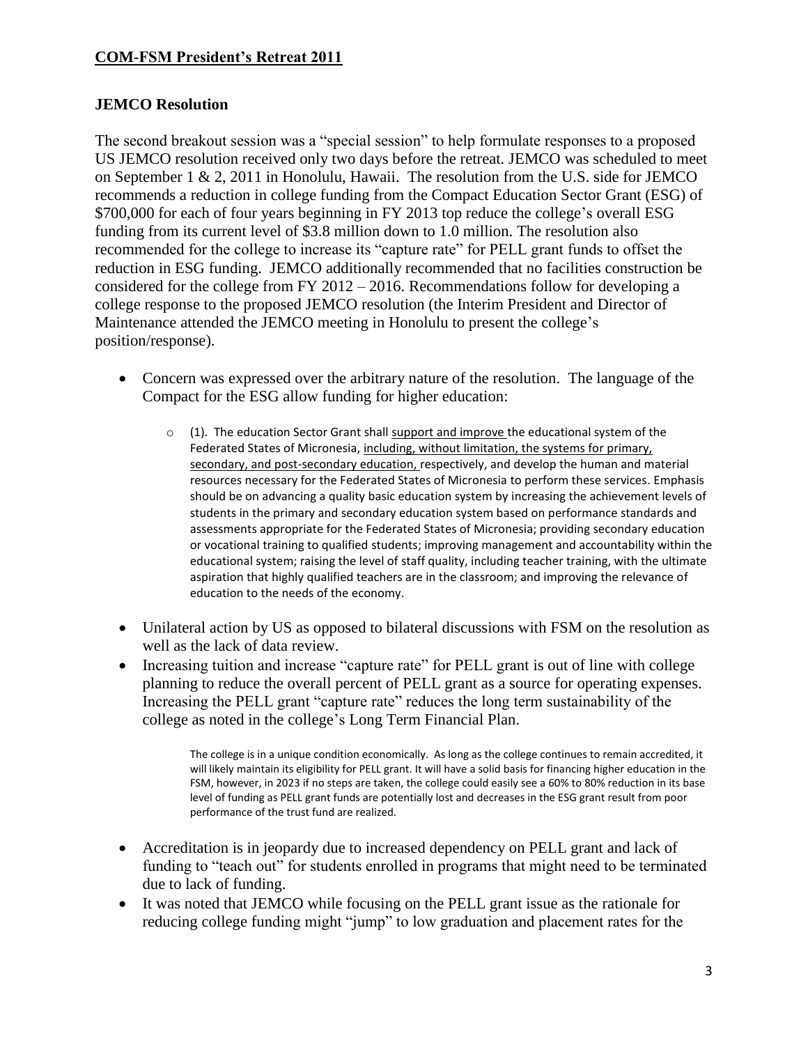## COM-FSM President's Retreat 2011

### JEMCO Resolution

The second breakout session was a "special session" to help formulate responses to a proposed US JEMCO resolution received only two days before the retreat. JEMCO was scheduled to meet on September 1 & 2, 2011 in Honolulu, Hawaii. The resolution from the U.S. side for JEMCO recommends a reduction in college funding from the Compact Education Sector Grant (ESG) of $700,000 for each of four years beginning in FY 2013 top reduce the college's overall ESG funding from its current level of $3.8 million down to 1.0 million. The resolution also recommended for the college to increase its "capture rate" for PELL grant funds to offset the reduction in ESG funding. JEMCO additionally recommended that no facilities construction be considered for the college from FY 2012 – 2016. Recommendations follow for developing a college response to the proposed JEMCO resolution (the Interim President and Director of Maintenance attended the JEMCO meeting in Honolulu to present the college's position/response).

- Concern was expressed over the arbitrary nature of the resolution. The language of the Compact for the ESG allow funding for higher education:
    - (1). The education Sector Grant shall <u>support and improve</u> the educational system of the Federated States of Micronesia, <u>including, without limitation, the systems for primary, secondary, and post-secondary education,</u> respectively, and develop the human and material resources necessary for the Federated States of Micronesia to perform these services. Emphasis should be on advancing a quality basic education system by increasing the achievement levels of students in the primary and secondary education system based on performance standards and assessments appropriate for the Federated States of Micronesia; providing secondary education or vocational training to qualified students; improving management and accountability within the educational system; raising the level of staff quality, including teacher training, with the ultimate aspiration that highly qualified teachers are in the classroom; and improving the relevance of education to the needs of the economy.
- Unilateral action by US as opposed to bilateral discussions with FSM on the resolution as well as the lack of data review.
- Increasing tuition and increase "capture rate" for PELL grant is out of line with college planning to reduce the overall percent of PELL grant as a source for operating expenses. Increasing the PELL grant "capture rate" reduces the long term sustainability of the college as noted in the college's Long Term Financial Plan.

    > The college is in a unique condition economically. As long as the college continues to remain accredited, it will likely maintain its eligibility for PELL grant. It will have a solid basis for financing higher education in the FSM, however, in 2023 if no steps are taken, the college could easily see a 60% to 80% reduction in its base level of funding as PELL grant funds are potentially lost and decreases in the ESG grant result from poor performance of the trust fund are realized.

- Accreditation is in jeopardy due to increased dependency on PELL grant and lack of funding to "teach out" for students enrolled in programs that might need to be terminated due to lack of funding.
- It was noted that JEMCO while focusing on the PELL grant issue as the rationale for reducing college funding might "jump" to low graduation and placement rates for the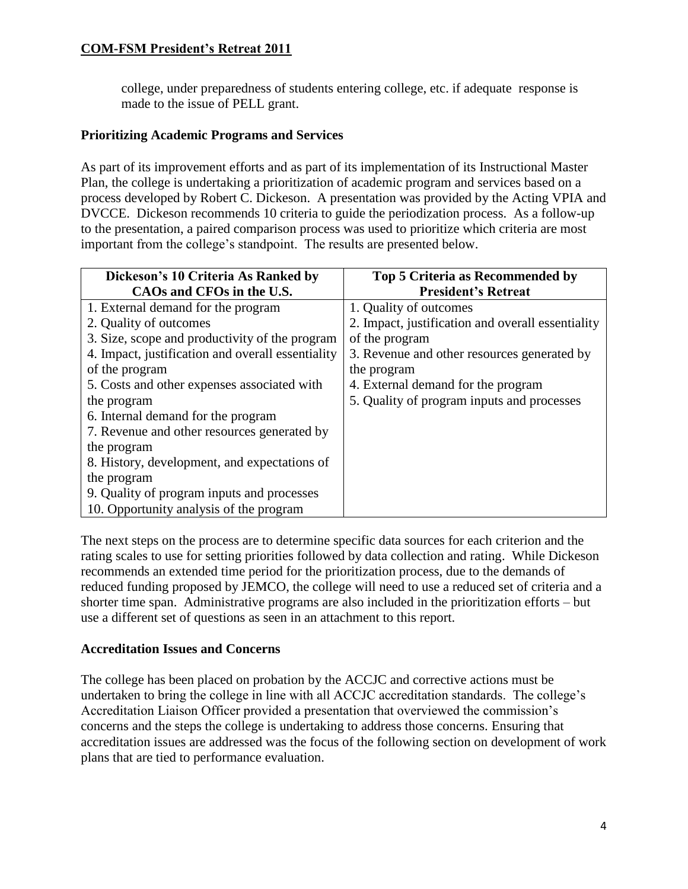college, under preparedness of students entering college, etc. if adequate response is made to the issue of PELL grant.

### Prioritizing Academic Programs and Services

As part of its improvement efforts and as part of its implementation of its Instructional Master Plan, the college is undertaking a prioritization of academic program and services based on a process developed by Robert C. Dickeson. A presentation was provided by the Acting VPIA and DVCCE. Dickeson recommends 10 criteria to guide the periodization process. As a follow-up to the presentation, a paired comparison process was used to prioritize which criteria are most important from the college's standpoint. The results are presented below.

| Dickeson's 10 Criteria As Ranked by CAOs and CFOs in the U.S. | Top 5 Criteria as Recommended by President's Retreat |
|---|---|
| 1. External demand for the program<br>2. Quality of outcomes<br>3. Size, scope and productivity of the program<br>4. Impact, justification and overall essentiality of the program<br>5. Costs and other expenses associated with the program<br>6. Internal demand for the program<br>7. Revenue and other resources generated by the program<br>8. History, development, and expectations of the program<br>9. Quality of program inputs and processes<br>10. Opportunity analysis of the program | 1. Quality of outcomes<br>2. Impact, justification and overall essentiality of the program<br>3. Revenue and other resources generated by the program<br>4. External demand for the program<br>5. Quality of program inputs and processes |

The next steps on the process are to determine specific data sources for each criterion and the rating scales to use for setting priorities followed by data collection and rating. While Dickeson recommends an extended time period for the prioritization process, due to the demands of reduced funding proposed by JEMCO, the college will need to use a reduced set of criteria and a shorter time span. Administrative programs are also included in the prioritization efforts – but use a different set of questions as seen in an attachment to this report.

### Accreditation Issues and Concerns

The college has been placed on probation by the ACCJC and corrective actions must be undertaken to bring the college in line with all ACCJC accreditation standards. The college's Accreditation Liaison Officer provided a presentation that overviewed the commission's concerns and the steps the college is undertaking to address those concerns. Ensuring that accreditation issues are addressed was the focus of the following section on development of work plans that are tied to performance evaluation.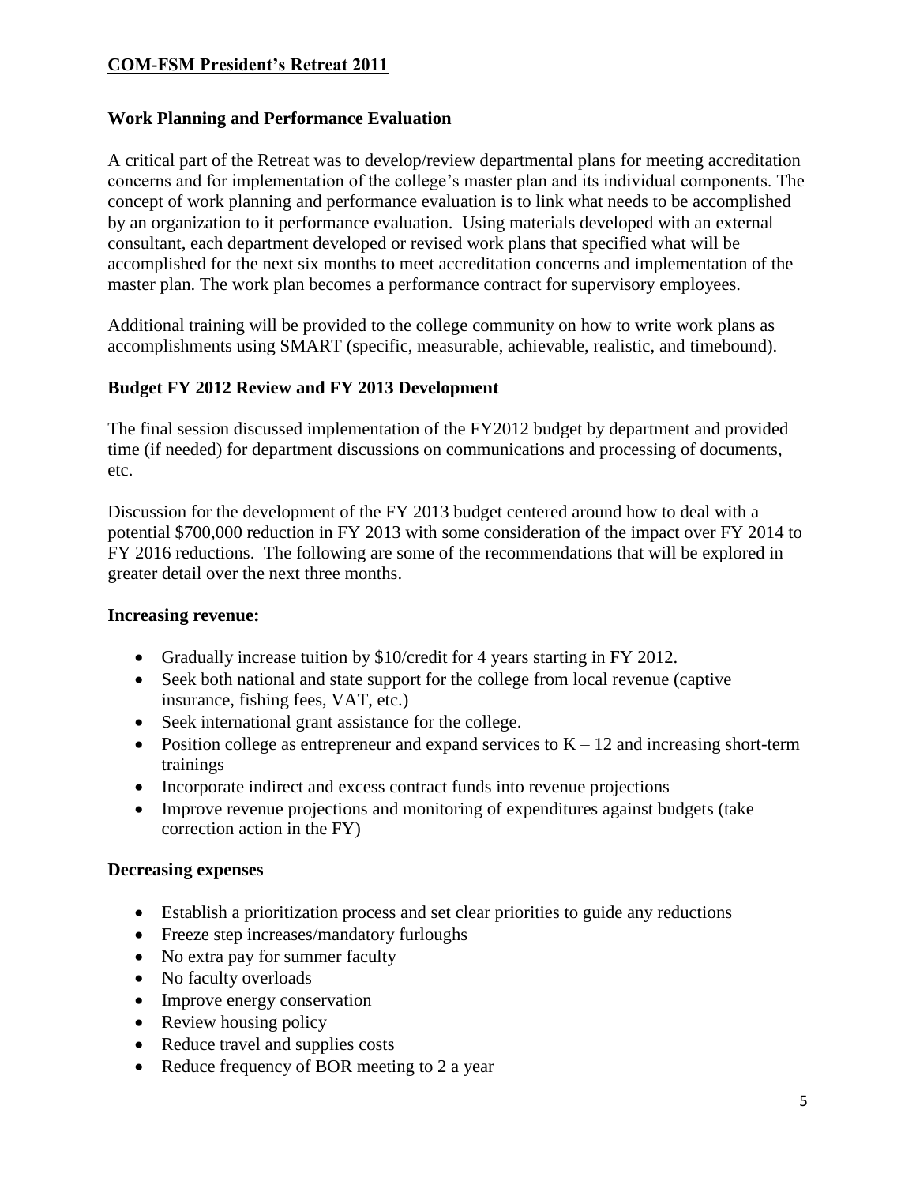**COM-FSM President's Retreat 2011**

### Work Planning and Performance Evaluation

A critical part of the Retreat was to develop/review departmental plans for meeting accreditation concerns and for implementation of the college's master plan and its individual components. The concept of work planning and performance evaluation is to link what needs to be accomplished by an organization to it performance evaluation. Using materials developed with an external consultant, each department developed or revised work plans that specified what will be accomplished for the next six months to meet accreditation concerns and implementation of the master plan. The work plan becomes a performance contract for supervisory employees.

Additional training will be provided to the college community on how to write work plans as accomplishments using SMART (specific, measurable, achievable, realistic, and timebound).

### Budget FY 2012 Review and FY 2013 Development

The final session discussed implementation of the FY2012 budget by department and provided time (if needed) for department discussions on communications and processing of documents, etc.

Discussion for the development of the FY 2013 budget centered around how to deal with a potential $700,000 reduction in FY 2013 with some consideration of the impact over FY 2014 to FY 2016 reductions. The following are some of the recommendations that will be explored in greater detail over the next three months.

**Increasing revenue:**

- Gradually increase tuition by $10/credit for 4 years starting in FY 2012.
- Seek both national and state support for the college from local revenue (captive insurance, fishing fees, VAT, etc.)
- Seek international grant assistance for the college.
- Position college as entrepreneur and expand services to K – 12 and increasing short-term trainings
- Incorporate indirect and excess contract funds into revenue projections
- Improve revenue projections and monitoring of expenditures against budgets (take correction action in the FY)

**Decreasing expenses**

- Establish a prioritization process and set clear priorities to guide any reductions
- Freeze step increases/mandatory furloughs
- No extra pay for summer faculty
- No faculty overloads
- Improve energy conservation
- Review housing policy
- Reduce travel and supplies costs
- Reduce frequency of BOR meeting to 2 a year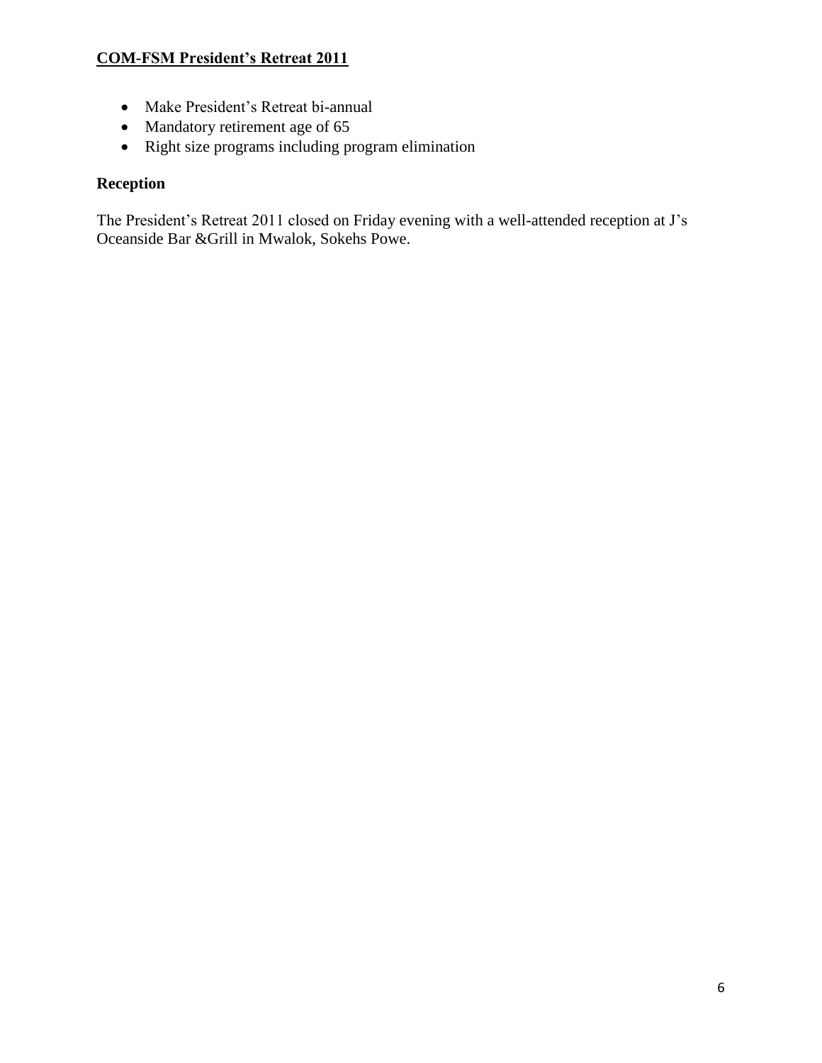- Make President's Retreat bi-annual
- Mandatory retirement age of 65
- Right size programs including program elimination

## Reception

The President's Retreat 2011 closed on Friday evening with a well-attended reception at J's Oceanside Bar &Grill in Mwalok, Sokehs Powe.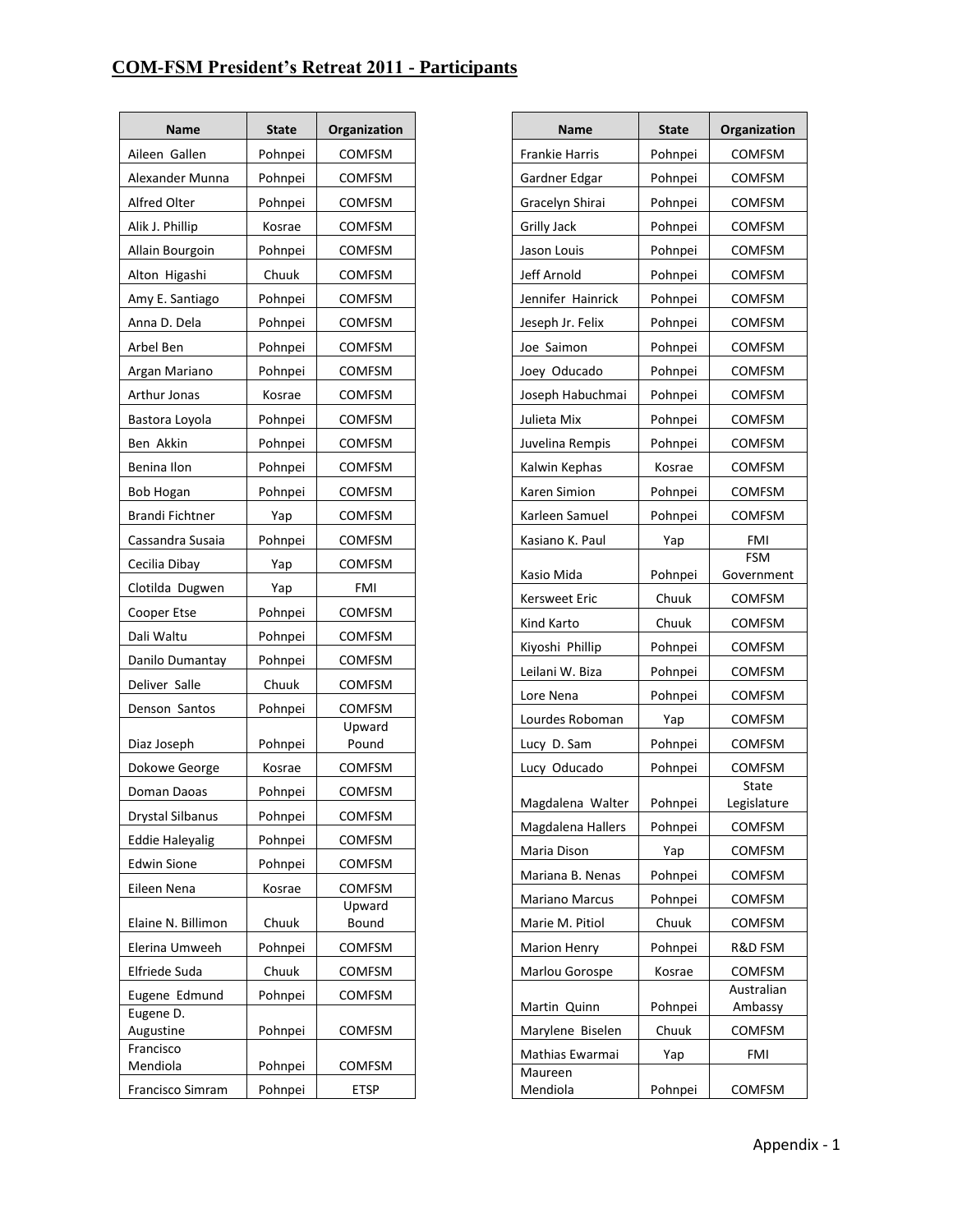## COM-FSM President's Retreat 2011 - Participants

| Name | State | Organization |
|---|---|---|
| Aileen Gallen | Pohnpei | COMFSM |
| Alexander Munna | Pohnpei | COMFSM |
| Alfred Olter | Pohnpei | COMFSM |
| Alik J. Phillip | Kosrae | COMFSM |
| Allain Bourgoin | Pohnpei | COMFSM |
| Alton Higashi | Chuuk | COMFSM |
| Amy E. Santiago | Pohnpei | COMFSM |
| Anna D. Dela | Pohnpei | COMFSM |
| Arbel Ben | Pohnpei | COMFSM |
| Argan Mariano | Pohnpei | COMFSM |
| Arthur Jonas | Kosrae | COMFSM |
| Bastora Loyola | Pohnpei | COMFSM |
| Ben Akkin | Pohnpei | COMFSM |
| Benina Ilon | Pohnpei | COMFSM |
| Bob Hogan | Pohnpei | COMFSM |
| Brandi Fichtner | Yap | COMFSM |
| Cassandra Susaia | Pohnpei | COMFSM |
| Cecilia Dibay | Yap | COMFSM |
| Clotilda Dugwen | Yap | FMI |
| Cooper Etse | Pohnpei | COMFSM |
| Dali Waltu | Pohnpei | COMFSM |
| Danilo Dumantay | Pohnpei | COMFSM |
| Deliver Salle | Chuuk | COMFSM |
| Denson Santos | Pohnpei | COMFSM |
| Diaz Joseph | Pohnpei | Upward Pound |
| Dokowe George | Kosrae | COMFSM |
| Doman Daoas | Pohnpei | COMFSM |
| Drystal Silbanus | Pohnpei | COMFSM |
| Eddie Haleyalig | Pohnpei | COMFSM |
| Edwin Sione | Pohnpei | COMFSM |
| Eileen Nena | Kosrae | COMFSM |
| Elaine N. Billimon | Chuuk | Upward Bound |
| Elerina Umweeh | Pohnpei | COMFSM |
| Elfriede Suda | Chuuk | COMFSM |
| Eugene Edmund | Pohnpei | COMFSM |
| Eugene D. Augustine | Pohnpei | COMFSM |
| Francisco Mendiola | Pohnpei | COMFSM |
| Francisco Simram | Pohnpei | ETSP |
| Frankie Harris | Pohnpei | COMFSM |
| Gardner Edgar | Pohnpei | COMFSM |
| Gracelyn Shirai | Pohnpei | COMFSM |
| Grilly Jack | Pohnpei | COMFSM |
| Jason Louis | Pohnpei | COMFSM |
| Jeff Arnold | Pohnpei | COMFSM |
| Jennifer Hainrick | Pohnpei | COMFSM |
| Jeseph Jr. Felix | Pohnpei | COMFSM |
| Joe Saimon | Pohnpei | COMFSM |
| Joey Oducado | Pohnpei | COMFSM |
| Joseph Habuchmai | Pohnpei | COMFSM |
| Julieta Mix | Pohnpei | COMFSM |
| Juvelina Rempis | Pohnpei | COMFSM |
| Kalwin Kephas | Kosrae | COMFSM |
| Karen Simion | Pohnpei | COMFSM |
| Karleen Samuel | Pohnpei | COMFSM |
| Kasiano K. Paul | Yap | FMI |
| Kasio Mida | Pohnpei | FSM Government |
| Kersweet Eric | Chuuk | COMFSM |
| Kind Karto | Chuuk | COMFSM |
| Kiyoshi Phillip | Pohnpei | COMFSM |
| Leilani W. Biza | Pohnpei | COMFSM |
| Lore Nena | Pohnpei | COMFSM |
| Lourdes Roboman | Yap | COMFSM |
| Lucy D. Sam | Pohnpei | COMFSM |
| Lucy Oducado | Pohnpei | COMFSM |
| Magdalena Walter | Pohnpei | State Legislature |
| Magdalena Hallers | Pohnpei | COMFSM |
| Maria Dison | Yap | COMFSM |
| Mariana B. Nenas | Pohnpei | COMFSM |
| Mariano Marcus | Pohnpei | COMFSM |
| Marie M. Pitiol | Chuuk | COMFSM |
| Marion Henry | Pohnpei | R&D FSM |
| Marlou Gorospe | Kosrae | COMFSM |
| Martin Quinn | Pohnpei | Australian Ambassy |
| Marylene Biselen | Chuuk | COMFSM |
| Mathias Ewarmai | Yap | FMI |
| Maureen Mendiola | Pohnpei | COMFSM |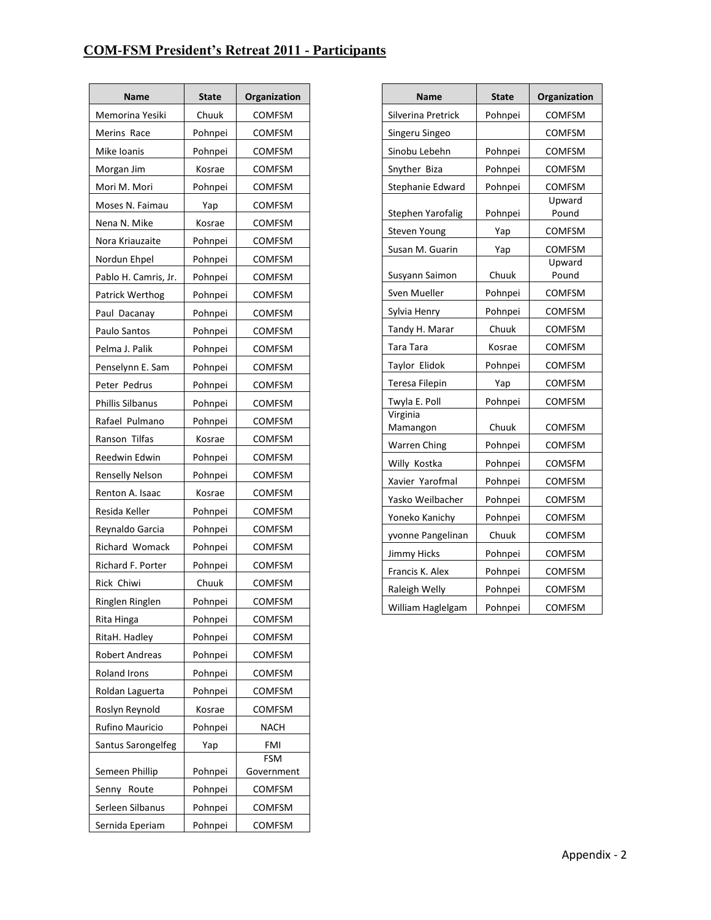## COM-FSM President's Retreat 2011 - Participants

| Name | State | Organization |
|---|---|---|
| Memorina Yesiki | Chuuk | COMFSM |
| Merins Race | Pohnpei | COMFSM |
| Mike Ioanis | Pohnpei | COMFSM |
| Morgan Jim | Kosrae | COMFSM |
| Mori M. Mori | Pohnpei | COMFSM |
| Moses N. Faimau | Yap | COMFSM |
| Nena N. Mike | Kosrae | COMFSM |
| Nora Kriauzaite | Pohnpei | COMFSM |
| Nordun Ehpel | Pohnpei | COMFSM |
| Pablo H. Camris, Jr. | Pohnpei | COMFSM |
| Patrick Werthog | Pohnpei | COMFSM |
| Paul Dacanay | Pohnpei | COMFSM |
| Paulo Santos | Pohnpei | COMFSM |
| Pelma J. Palik | Pohnpei | COMFSM |
| Penselynn E. Sam | Pohnpei | COMFSM |
| Peter Pedrus | Pohnpei | COMFSM |
| Phillis Silbanus | Pohnpei | COMFSM |
| Rafael Pulmano | Pohnpei | COMFSM |
| Ranson Tilfas | Kosrae | COMFSM |
| Reedwin Edwin | Pohnpei | COMFSM |
| Renselly Nelson | Pohnpei | COMFSM |
| Renton A. Isaac | Kosrae | COMFSM |
| Resida Keller | Pohnpei | COMFSM |
| Reynaldo Garcia | Pohnpei | COMFSM |
| Richard Womack | Pohnpei | COMFSM |
| Richard F. Porter | Pohnpei | COMFSM |
| Rick Chiwi | Chuuk | COMFSM |
| Ringlen Ringlen | Pohnpei | COMFSM |
| Rita Hinga | Pohnpei | COMFSM |
| RitaH. Hadley | Pohnpei | COMFSM |
| Robert Andreas | Pohnpei | COMFSM |
| Roland Irons | Pohnpei | COMFSM |
| Roldan Laguerta | Pohnpei | COMFSM |
| Roslyn Reynold | Kosrae | COMFSM |
| Rufino Mauricio | Pohnpei | NACH |
| Santus Sarongelfeg | Yap | FMI |
| Semeen Phillip | Pohnpei | FSM Government |
| Senny Route | Pohnpei | COMFSM |
| Serleen Silbanus | Pohnpei | COMFSM |
| Sernida Eperiam | Pohnpei | COMFSM |
| Silverina Pretrick | Pohnpei | COMFSM |
| Singeru Singeo | | COMFSM |
| Sinobu Lebehn | Pohnpei | COMFSM |
| Snyther Biza | Pohnpei | COMFSM |
| Stephanie Edward | Pohnpei | COMFSM |
| Stephen Yarofalig | Pohnpei | Upward Pound |
| Steven Young | Yap | COMFSM |
| Susan M. Guarin | Yap | COMFSM |
| Susyann Saimon | Chuuk | Upward Pound |
| Sven Mueller | Pohnpei | COMFSM |
| Sylvia Henry | Pohnpei | COMFSM |
| Tandy H. Marar | Chuuk | COMFSM |
| Tara Tara | Kosrae | COMFSM |
| Taylor Elidok | Pohnpei | COMFSM |
| Teresa Filepin | Yap | COMFSM |
| Twyla E. Poll | Pohnpei | COMFSM |
| Virginia Mamangon | Chuuk | COMFSM |
| Warren Ching | Pohnpei | COMFSM |
| Willy Kostka | Pohnpei | COMSFM |
| Xavier Yarofmal | Pohnpei | COMFSM |
| Yasko Weilbacher | Pohnpei | COMFSM |
| Yoneko Kanichy | Pohnpei | COMFSM |
| yvonne Pangelinan | Chuuk | COMFSM |
| Jimmy Hicks | Pohnpei | COMFSM |
| Francis K. Alex | Pohnpei | COMFSM |
| Raleigh Welly | Pohnpei | COMFSM |
| William Haglelgam | Pohnpei | COMFSM |

Appendix - 2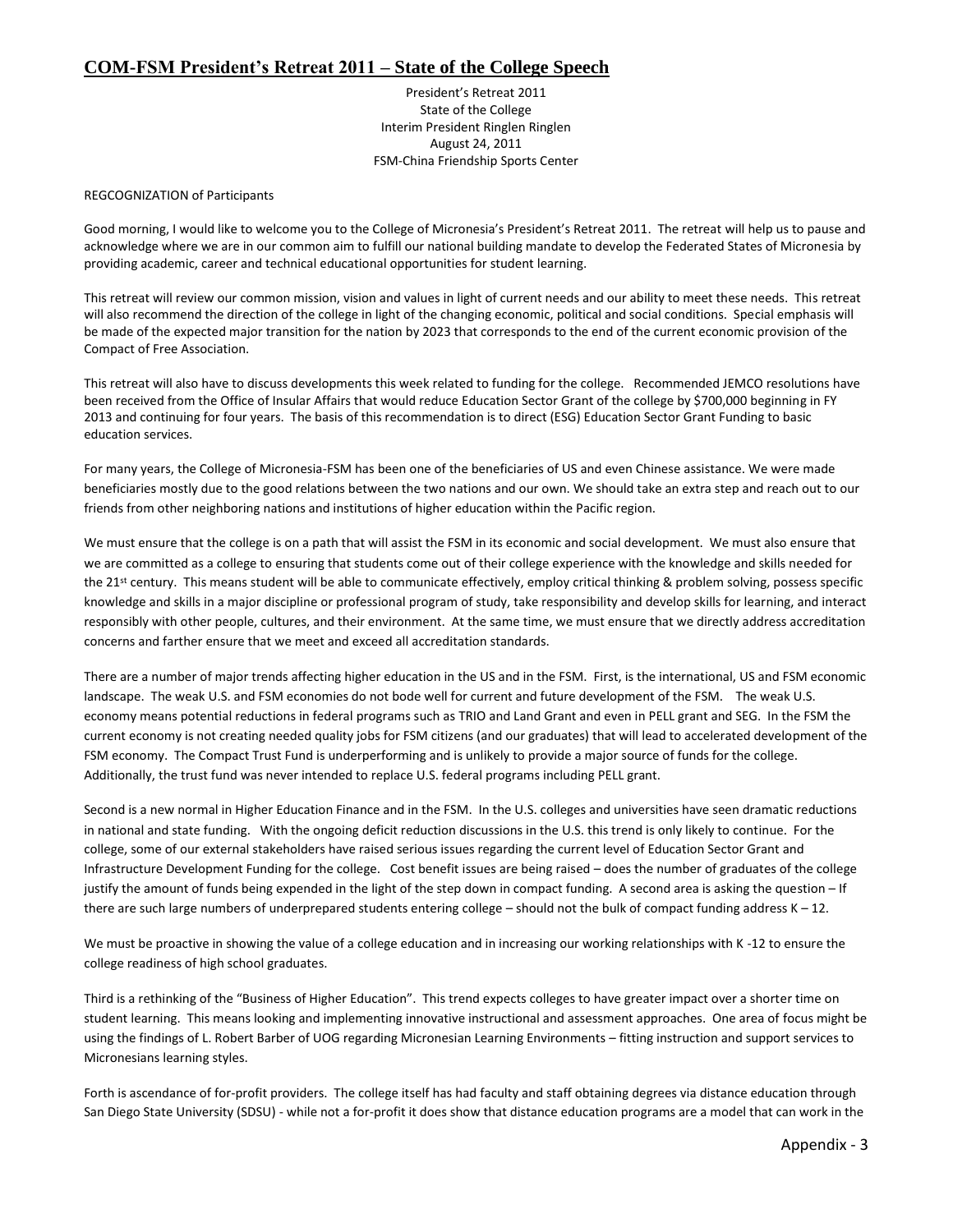## COM-FSM President's Retreat 2011 – State of the College Speech

President's Retreat 2011
State of the College
Interim President Ringlen Ringlen
August 24, 2011
FSM-China Friendship Sports Center

REGCOGNIZATION of Participants

Good morning, I would like to welcome you to the College of Micronesia's President's Retreat 2011. The retreat will help us to pause and acknowledge where we are in our common aim to fulfill our national building mandate to develop the Federated States of Micronesia by providing academic, career and technical educational opportunities for student learning.

This retreat will review our common mission, vision and values in light of current needs and our ability to meet these needs. This retreat will also recommend the direction of the college in light of the changing economic, political and social conditions. Special emphasis will be made of the expected major transition for the nation by 2023 that corresponds to the end of the current economic provision of the Compact of Free Association.

This retreat will also have to discuss developments this week related to funding for the college. Recommended JEMCO resolutions have been received from the Office of Insular Affairs that would reduce Education Sector Grant of the college by $700,000 beginning in FY 2013 and continuing for four years. The basis of this recommendation is to direct (ESG) Education Sector Grant Funding to basic education services.

For many years, the College of Micronesia-FSM has been one of the beneficiaries of US and even Chinese assistance. We were made beneficiaries mostly due to the good relations between the two nations and our own. We should take an extra step and reach out to our friends from other neighboring nations and institutions of higher education within the Pacific region.

We must ensure that the college is on a path that will assist the FSM in its economic and social development. We must also ensure that we are committed as a college to ensuring that students come out of their college experience with the knowledge and skills needed for the 21st century. This means student will be able to communicate effectively, employ critical thinking & problem solving, possess specific knowledge and skills in a major discipline or professional program of study, take responsibility and develop skills for learning, and interact responsibly with other people, cultures, and their environment. At the same time, we must ensure that we directly address accreditation concerns and farther ensure that we meet and exceed all accreditation standards.

There are a number of major trends affecting higher education in the US and in the FSM. First, is the international, US and FSM economic landscape. The weak U.S. and FSM economies do not bode well for current and future development of the FSM. The weak U.S. economy means potential reductions in federal programs such as TRIO and Land Grant and even in PELL grant and SEG. In the FSM the current economy is not creating needed quality jobs for FSM citizens (and our graduates) that will lead to accelerated development of the FSM economy. The Compact Trust Fund is underperforming and is unlikely to provide a major source of funds for the college. Additionally, the trust fund was never intended to replace U.S. federal programs including PELL grant.

Second is a new normal in Higher Education Finance and in the FSM. In the U.S. colleges and universities have seen dramatic reductions in national and state funding. With the ongoing deficit reduction discussions in the U.S. this trend is only likely to continue. For the college, some of our external stakeholders have raised serious issues regarding the current level of Education Sector Grant and Infrastructure Development Funding for the college. Cost benefit issues are being raised – does the number of graduates of the college justify the amount of funds being expended in the light of the step down in compact funding. A second area is asking the question – If there are such large numbers of underprepared students entering college – should not the bulk of compact funding address K – 12.

We must be proactive in showing the value of a college education and in increasing our working relationships with K -12 to ensure the college readiness of high school graduates.

Third is a rethinking of the "Business of Higher Education". This trend expects colleges to have greater impact over a shorter time on student learning. This means looking and implementing innovative instructional and assessment approaches. One area of focus might be using the findings of L. Robert Barber of UOG regarding Micronesian Learning Environments – fitting instruction and support services to Micronesians learning styles.

Forth is ascendance of for-profit providers. The college itself has had faculty and staff obtaining degrees via distance education through San Diego State University (SDSU) - while not a for-profit it does show that distance education programs are a model that can work in the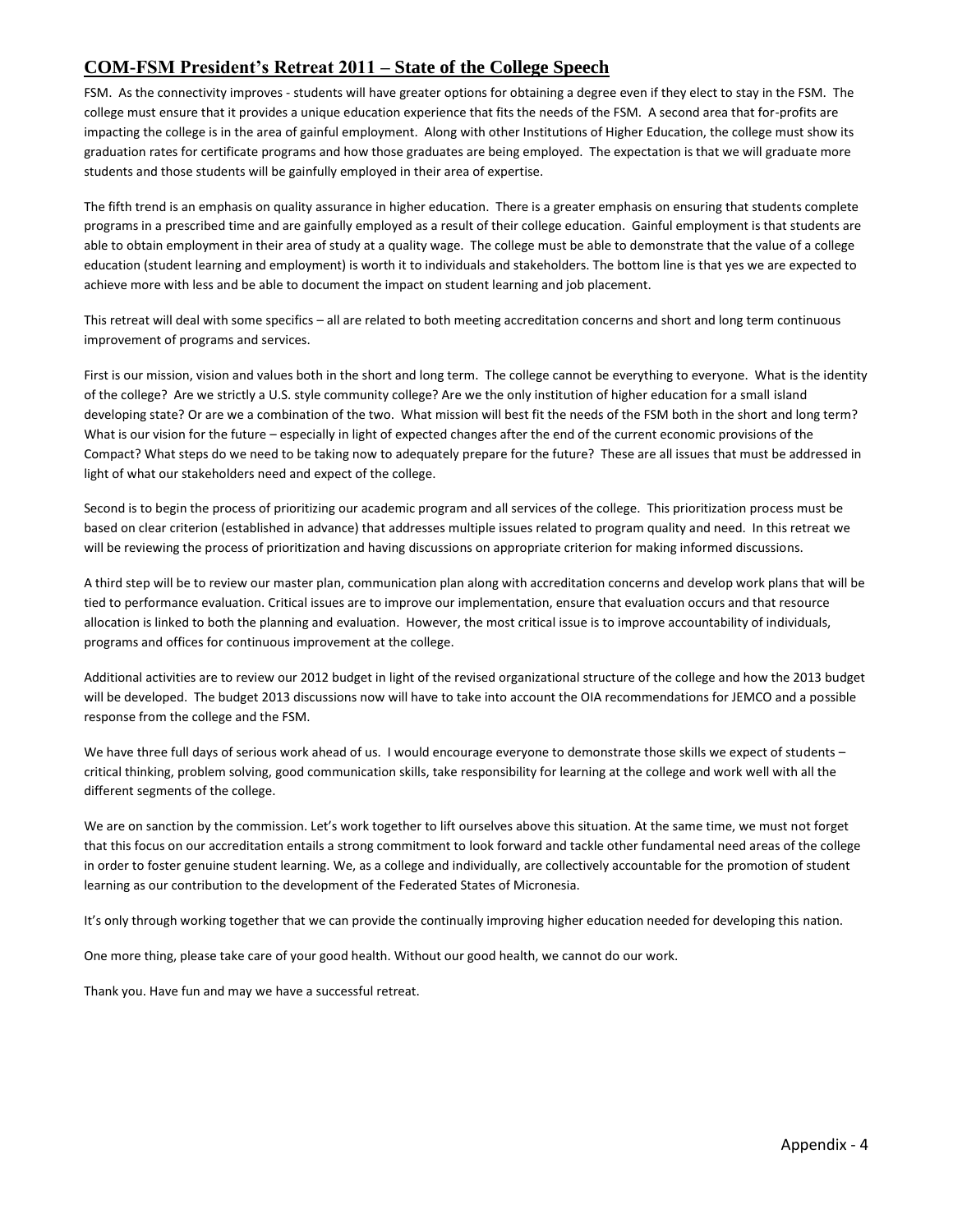FSM. As the connectivity improves - students will have greater options for obtaining a degree even if they elect to stay in the FSM. The college must ensure that it provides a unique education experience that fits the needs of the FSM. A second area that for-profits are impacting the college is in the area of gainful employment. Along with other Institutions of Higher Education, the college must show its graduation rates for certificate programs and how those graduates are being employed. The expectation is that we will graduate more students and those students will be gainfully employed in their area of expertise.

The fifth trend is an emphasis on quality assurance in higher education. There is a greater emphasis on ensuring that students complete programs in a prescribed time and are gainfully employed as a result of their college education. Gainful employment is that students are able to obtain employment in their area of study at a quality wage. The college must be able to demonstrate that the value of a college education (student learning and employment) is worth it to individuals and stakeholders. The bottom line is that yes we are expected to achieve more with less and be able to document the impact on student learning and job placement.

This retreat will deal with some specifics – all are related to both meeting accreditation concerns and short and long term continuous improvement of programs and services.

First is our mission, vision and values both in the short and long term. The college cannot be everything to everyone. What is the identity of the college? Are we strictly a U.S. style community college? Are we the only institution of higher education for a small island developing state? Or are we a combination of the two. What mission will best fit the needs of the FSM both in the short and long term? What is our vision for the future – especially in light of expected changes after the end of the current economic provisions of the Compact? What steps do we need to be taking now to adequately prepare for the future? These are all issues that must be addressed in light of what our stakeholders need and expect of the college.

Second is to begin the process of prioritizing our academic program and all services of the college. This prioritization process must be based on clear criterion (established in advance) that addresses multiple issues related to program quality and need. In this retreat we will be reviewing the process of prioritization and having discussions on appropriate criterion for making informed discussions.

A third step will be to review our master plan, communication plan along with accreditation concerns and develop work plans that will be tied to performance evaluation. Critical issues are to improve our implementation, ensure that evaluation occurs and that resource allocation is linked to both the planning and evaluation. However, the most critical issue is to improve accountability of individuals, programs and offices for continuous improvement at the college.

Additional activities are to review our 2012 budget in light of the revised organizational structure of the college and how the 2013 budget will be developed. The budget 2013 discussions now will have to take into account the OIA recommendations for JEMCO and a possible response from the college and the FSM.

We have three full days of serious work ahead of us. I would encourage everyone to demonstrate those skills we expect of students – critical thinking, problem solving, good communication skills, take responsibility for learning at the college and work well with all the different segments of the college.

We are on sanction by the commission. Let's work together to lift ourselves above this situation. At the same time, we must not forget that this focus on our accreditation entails a strong commitment to look forward and tackle other fundamental need areas of the college in order to foster genuine student learning. We, as a college and individually, are collectively accountable for the promotion of student learning as our contribution to the development of the Federated States of Micronesia.

It's only through working together that we can provide the continually improving higher education needed for developing this nation.

One more thing, please take care of your good health. Without our good health, we cannot do our work.

Thank you. Have fun and may we have a successful retreat.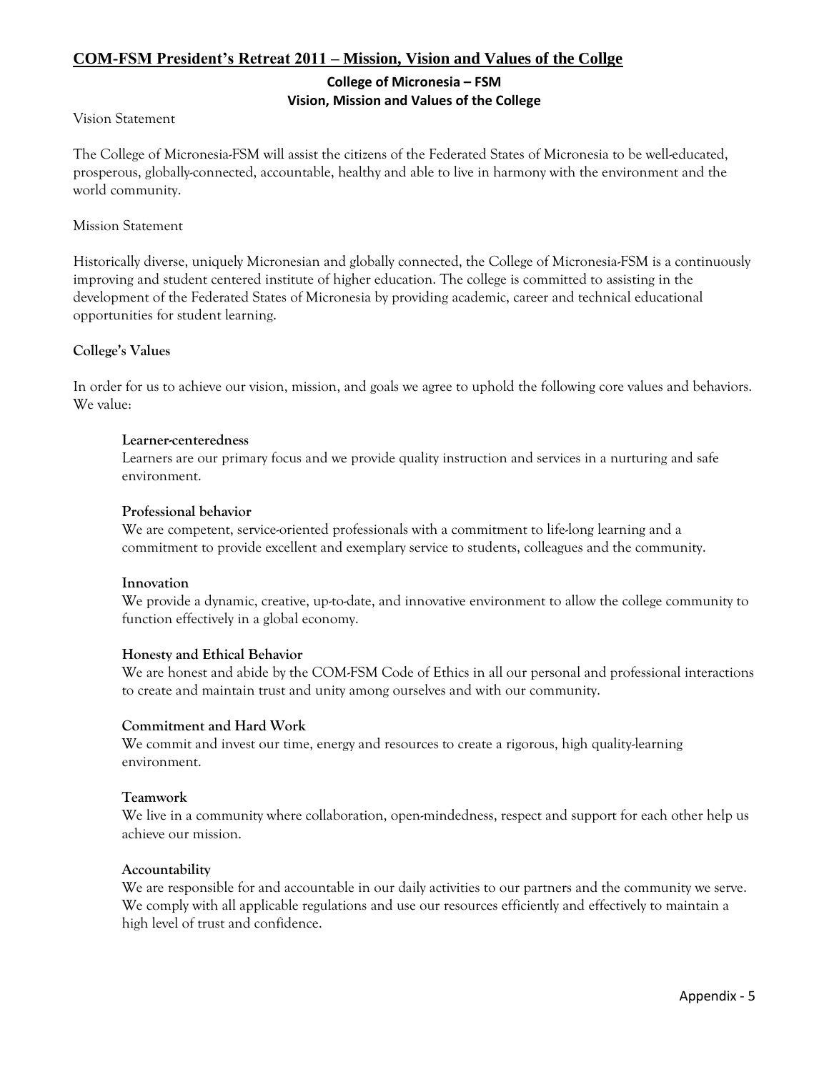## COM-FSM President's Retreat 2011 – Mission, Vision and Values of the Collge

**College of Micronesia – FSM**
**Vision, Mission and Values of the College**

Vision Statement

The College of Micronesia-FSM will assist the citizens of the Federated States of Micronesia to be well-educated, prosperous, globally-connected, accountable, healthy and able to live in harmony with the environment and the world community.

Mission Statement

Historically diverse, uniquely Micronesian and globally connected, the College of Micronesia-FSM is a continuously improving and student centered institute of higher education. The college is committed to assisting in the development of the Federated States of Micronesia by providing academic, career and technical educational opportunities for student learning.

**College's Values**

In order for us to achieve our vision, mission, and goals we agree to uphold the following core values and behaviors. We value:

**Learner-centeredness**
Learners are our primary focus and we provide quality instruction and services in a nurturing and safe environment.

**Professional behavior**
We are competent, service-oriented professionals with a commitment to life-long learning and a commitment to provide excellent and exemplary service to students, colleagues and the community.

**Innovation**
We provide a dynamic, creative, up-to-date, and innovative environment to allow the college community to function effectively in a global economy.

**Honesty and Ethical Behavior**
We are honest and abide by the COM-FSM Code of Ethics in all our personal and professional interactions to create and maintain trust and unity among ourselves and with our community.

**Commitment and Hard Work**
We commit and invest our time, energy and resources to create a rigorous, high quality-learning environment.

**Teamwork**
We live in a community where collaboration, open-mindedness, respect and support for each other help us achieve our mission.

**Accountability**
We are responsible for and accountable in our daily activities to our partners and the community we serve. We comply with all applicable regulations and use our resources efficiently and effectively to maintain a high level of trust and confidence.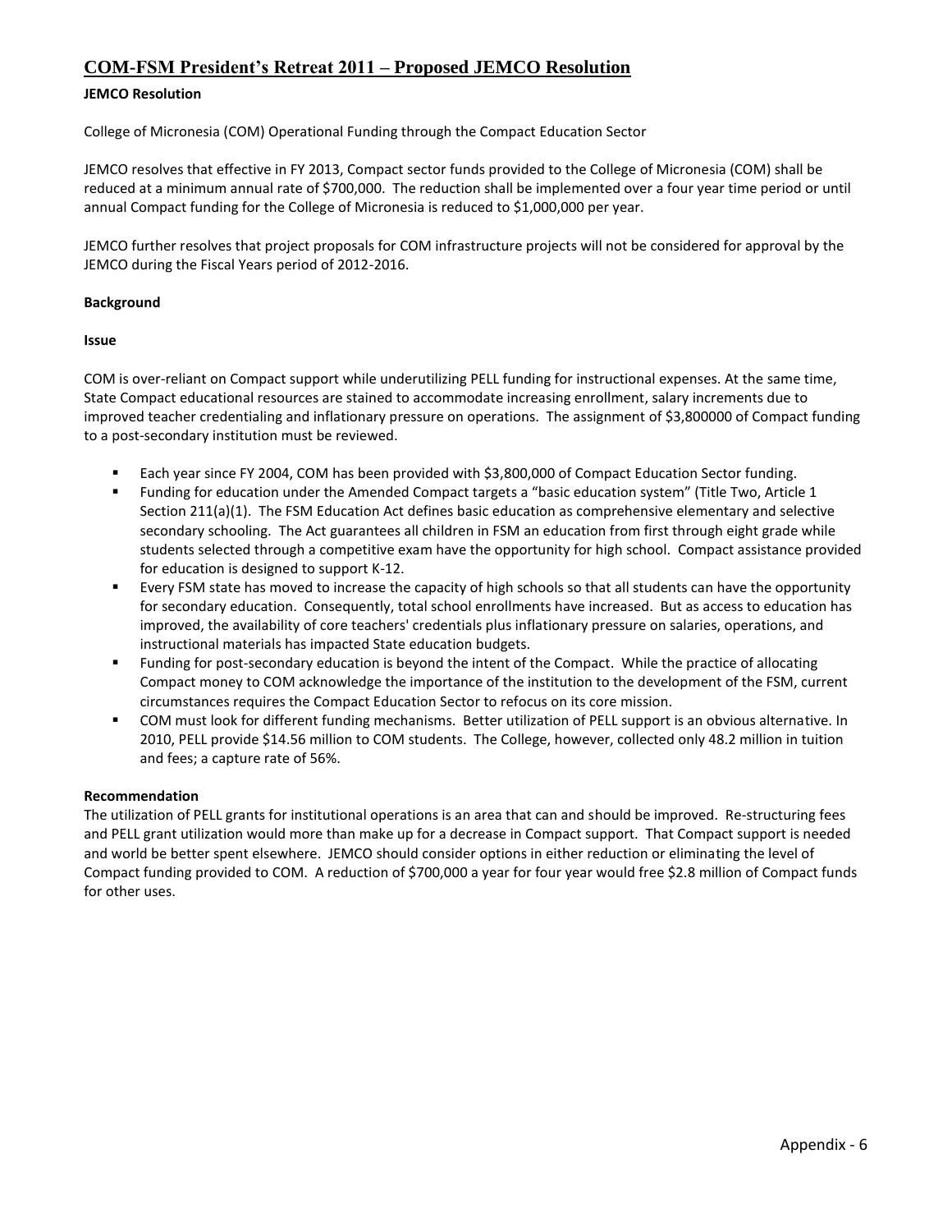## COM-FSM President's Retreat 2011 – Proposed JEMCO Resolution

**JEMCO Resolution**

College of Micronesia (COM) Operational Funding through the Compact Education Sector

JEMCO resolves that effective in FY 2013, Compact sector funds provided to the College of Micronesia (COM) shall be reduced at a minimum annual rate of $700,000. The reduction shall be implemented over a four year time period or until annual Compact funding for the College of Micronesia is reduced to $1,000,000 per year.

JEMCO further resolves that project proposals for COM infrastructure projects will not be considered for approval by the JEMCO during the Fiscal Years period of 2012-2016.

**Background**

**Issue**

COM is over-reliant on Compact support while underutilizing PELL funding for instructional expenses. At the same time, State Compact educational resources are stained to accommodate increasing enrollment, salary increments due to improved teacher credentialing and inflationary pressure on operations. The assignment of $3,800000 of Compact funding to a post-secondary institution must be reviewed.

- Each year since FY 2004, COM has been provided with $3,800,000 of Compact Education Sector funding.
- Funding for education under the Amended Compact targets a "basic education system" (Title Two, Article 1 Section 211(a)(1). The FSM Education Act defines basic education as comprehensive elementary and selective secondary schooling. The Act guarantees all children in FSM an education from first through eight grade while students selected through a competitive exam have the opportunity for high school. Compact assistance provided for education is designed to support K-12.
- Every FSM state has moved to increase the capacity of high schools so that all students can have the opportunity for secondary education. Consequently, total school enrollments have increased. But as access to education has improved, the availability of core teachers' credentials plus inflationary pressure on salaries, operations, and instructional materials has impacted State education budgets.
- Funding for post-secondary education is beyond the intent of the Compact. While the practice of allocating Compact money to COM acknowledge the importance of the institution to the development of the FSM, current circumstances requires the Compact Education Sector to refocus on its core mission.
- COM must look for different funding mechanisms. Better utilization of PELL support is an obvious alternative. In 2010, PELL provide $14.56 million to COM students. The College, however, collected only 48.2 million in tuition and fees; a capture rate of 56%.

**Recommendation**

The utilization of PELL grants for institutional operations is an area that can and should be improved. Re-structuring fees and PELL grant utilization would more than make up for a decrease in Compact support. That Compact support is needed and world be better spent elsewhere. JEMCO should consider options in either reduction or eliminating the level of Compact funding provided to COM. A reduction of $700,000 a year for four year would free $2.8 million of Compact funds for other uses.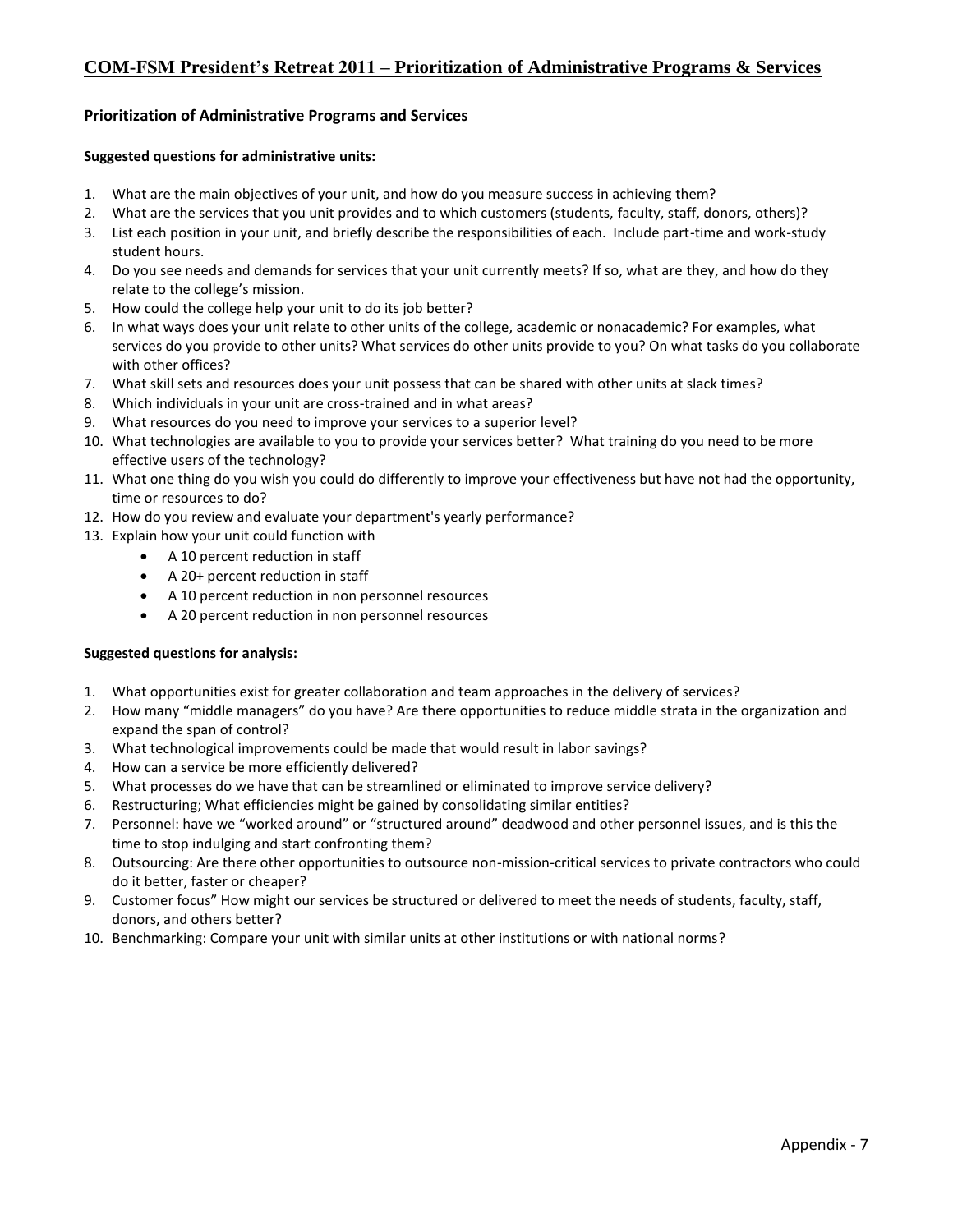# COM-FSM President's Retreat 2011 – Prioritization of Administrative Programs & Services

## Prioritization of Administrative Programs and Services

**Suggested questions for administrative units:**

1. What are the main objectives of your unit, and how do you measure success in achieving them?
2. What are the services that you unit provides and to which customers (students, faculty, staff, donors, others)?
3. List each position in your unit, and briefly describe the responsibilities of each. Include part-time and work-study student hours.
4. Do you see needs and demands for services that your unit currently meets? If so, what are they, and how do they relate to the college's mission.
5. How could the college help your unit to do its job better?
6. In what ways does your unit relate to other units of the college, academic or nonacademic? For examples, what services do you provide to other units? What services do other units provide to you? On what tasks do you collaborate with other offices?
7. What skill sets and resources does your unit possess that can be shared with other units at slack times?
8. Which individuals in your unit are cross-trained and in what areas?
9. What resources do you need to improve your services to a superior level?
10. What technologies are available to you to provide your services better? What training do you need to be more effective users of the technology?
11. What one thing do you wish you could do differently to improve your effectiveness but have not had the opportunity, time or resources to do?
12. How do you review and evaluate your department's yearly performance?
13. Explain how your unit could function with
    - A 10 percent reduction in staff
    - A 20+ percent reduction in staff
    - A 10 percent reduction in non personnel resources
    - A 20 percent reduction in non personnel resources

**Suggested questions for analysis:**

1. What opportunities exist for greater collaboration and team approaches in the delivery of services?
2. How many "middle managers" do you have? Are there opportunities to reduce middle strata in the organization and expand the span of control?
3. What technological improvements could be made that would result in labor savings?
4. How can a service be more efficiently delivered?
5. What processes do we have that can be streamlined or eliminated to improve service delivery?
6. Restructuring; What efficiencies might be gained by consolidating similar entities?
7. Personnel: have we "worked around" or "structured around" deadwood and other personnel issues, and is this the time to stop indulging and start confronting them?
8. Outsourcing: Are there other opportunities to outsource non-mission-critical services to private contractors who could do it better, faster or cheaper?
9. Customer focus" How might our services be structured or delivered to meet the needs of students, faculty, staff, donors, and others better?
10. Benchmarking: Compare your unit with similar units at other institutions or with national norms?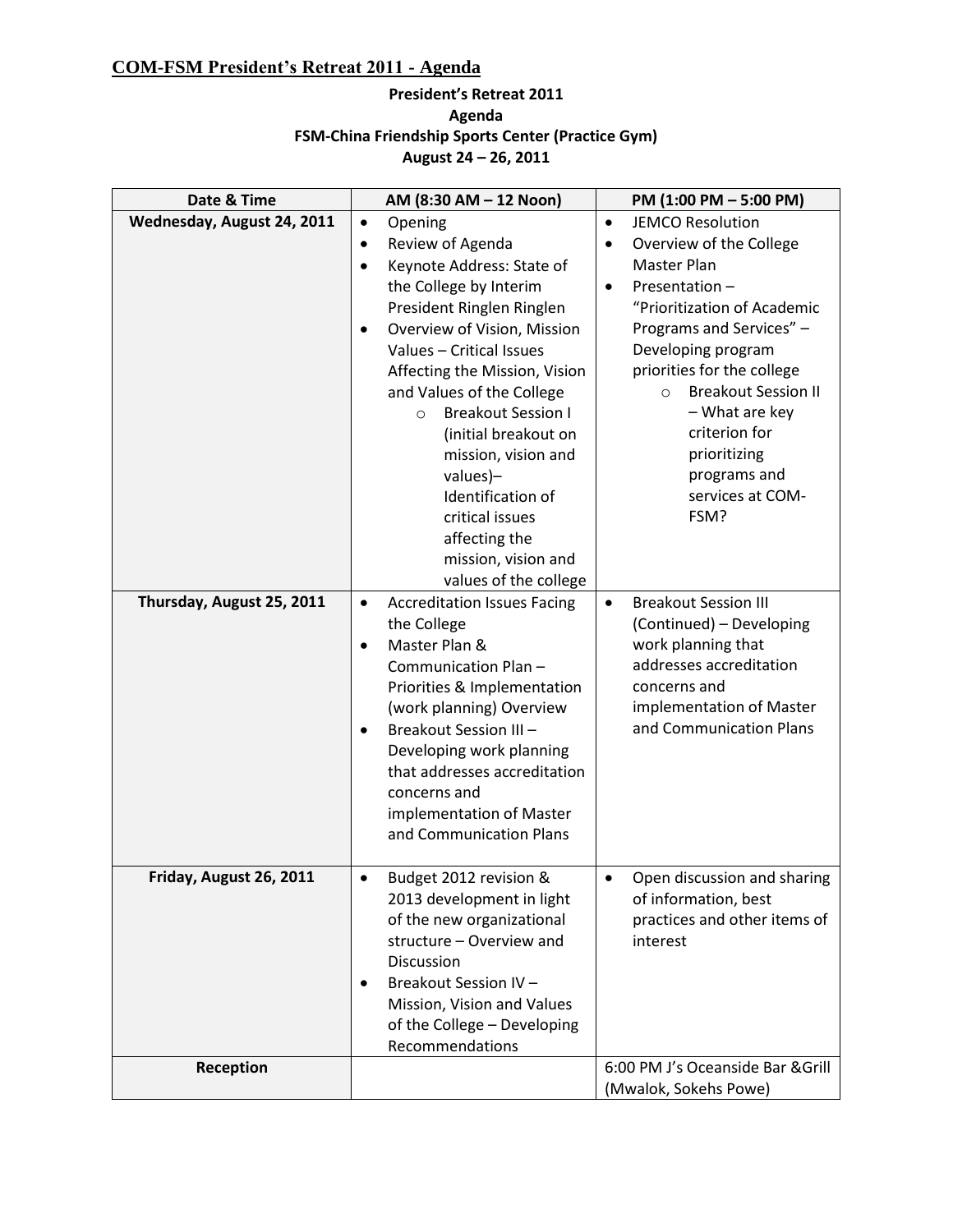## COM-FSM President's Retreat 2011 - Agenda

**President's Retreat 2011**
**Agenda**
**FSM-China Friendship Sports Center (Practice Gym)**
**August 24 – 26, 2011**

| Date & Time | AM (8:30 AM – 12 Noon) | PM (1:00 PM – 5:00 PM) |
|---|---|---|
| **Wednesday, August 24, 2011** | • Opening<br>• Review of Agenda<br>• Keynote Address: State of the College by Interim President Ringlen Ringlen<br>• Overview of Vision, Mission Values – Critical Issues Affecting the Mission, Vision and Values of the College<br>  ○ Breakout Session I (initial breakout on mission, vision and values)– Identification of critical issues affecting the mission, vision and values of the college | • JEMCO Resolution<br>• Overview of the College Master Plan<br>• Presentation – "Prioritization of Academic Programs and Services" – Developing program priorities for the college<br>  ○ Breakout Session II – What are key criterion for prioritizing programs and services at COM-FSM? |
| **Thursday, August 25, 2011** | • Accreditation Issues Facing the College<br>• Master Plan & Communication Plan – Priorities & Implementation (work planning) Overview<br>• Breakout Session III – Developing work planning that addresses accreditation concerns and implementation of Master and Communication Plans | • Breakout Session III (Continued) – Developing work planning that addresses accreditation concerns and implementation of Master and Communication Plans |
| **Friday, August 26, 2011** | • Budget 2012 revision & 2013 development in light of the new organizational structure – Overview and Discussion<br>• Breakout Session IV – Mission, Vision and Values of the College – Developing Recommendations | • Open discussion and sharing of information, best practices and other items of interest |
| **Reception** | | 6:00 PM J's Oceanside Bar &Grill (Mwalok, Sokehs Powe) |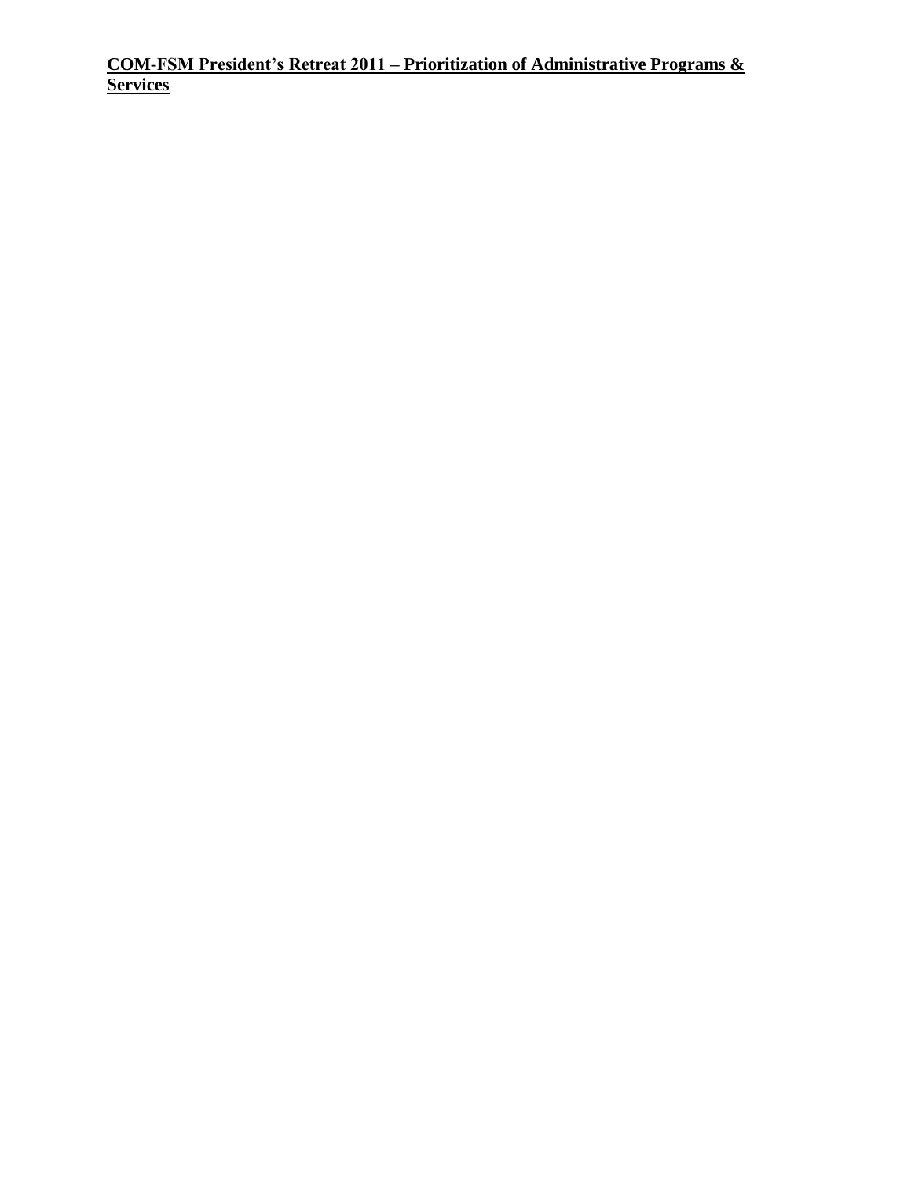**COM-FSM President's Retreat 2011 – Prioritization of Administrative Programs & Services**